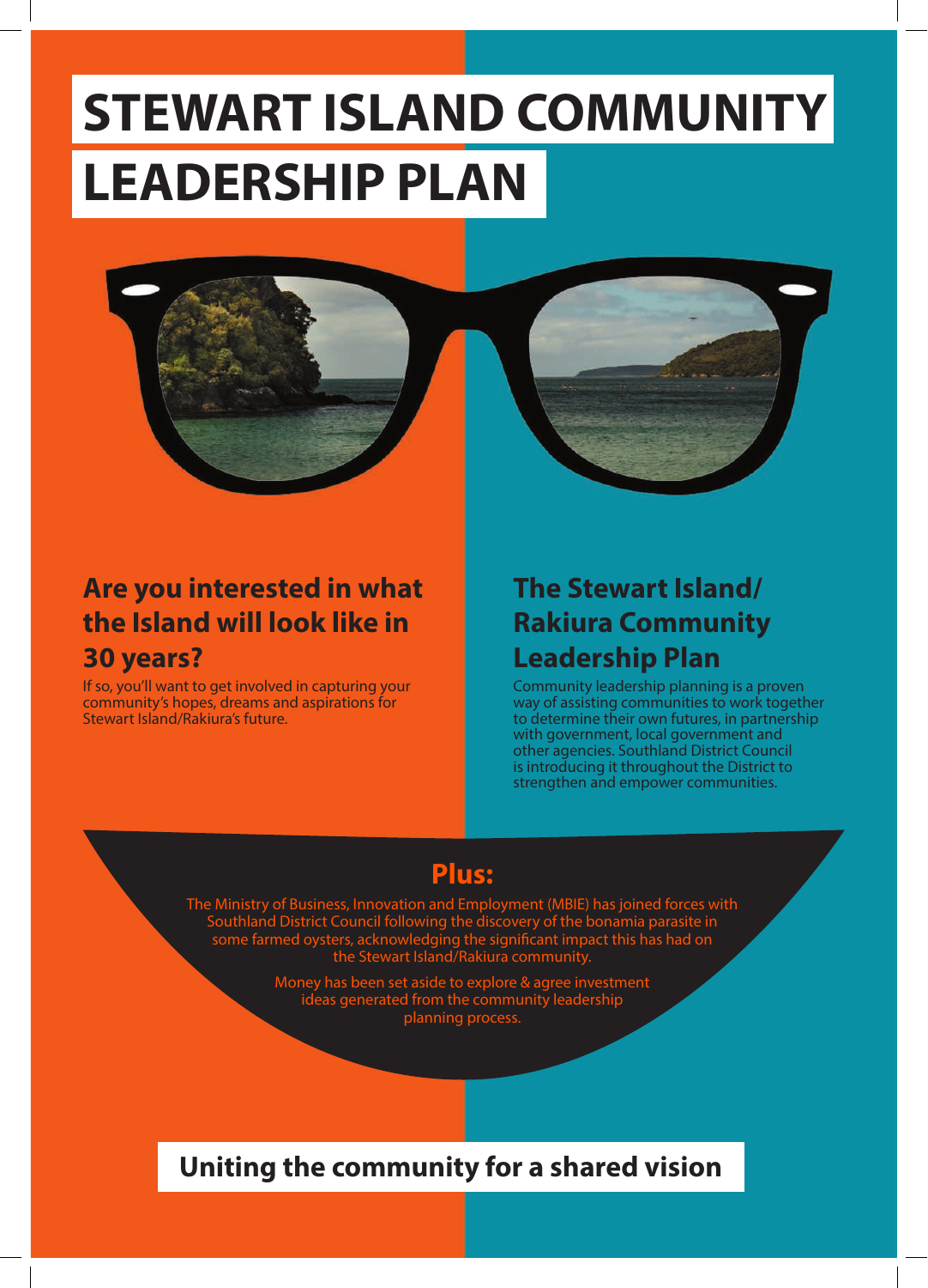# STEWART ISLAND COMMUNITY LEADERSHIP PLAN

## Are you interested in what the Island will look like in 30 years?

If so, you'll want to get involved in capturing your community's hopes, dreams and aspirations for Stewart Island/Rakiura's future.

## The Stewart Island/ Rakiura Community Leadership Plan

Community leadership planning is a proven way of assisting communities to work together to determine their own futures, in partnership with government, local government and other agencies. Southland District Council is introducing it throughout the District to strengthen and empower communities.

## Plus:

The Ministry of Business, Innovation and Employment (MBIE) has joined forces with Southland District Council following the discovery of the bonamia parasite in some farmed oysters, acknowledging the significant impact this has had on the Stewart Island/Rakiura community.

Money has been set aside to explore & agree investment ideas generated from the community leadership planning process.

## Uniting the community for a shared vision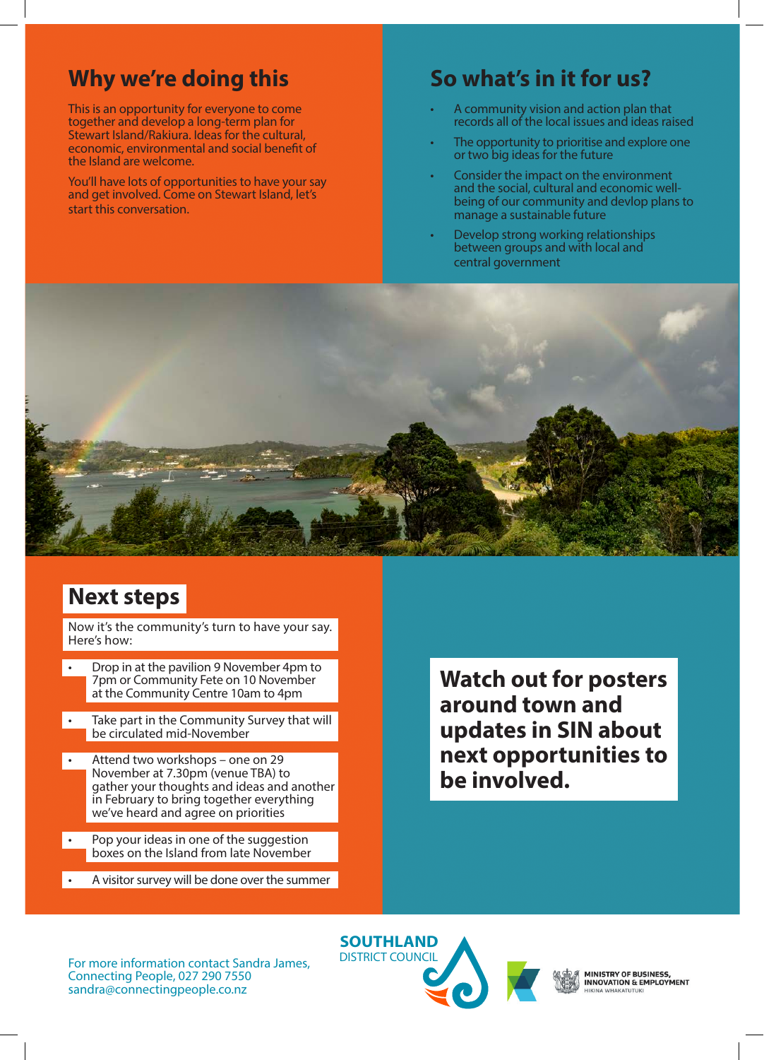## Why we're doing this

This is an opportunity for everyone to come together and develop a long-term plan for Stewart Island/Rakiura. Ideas for the cultural, economic, environmental and social benefit of the Island are welcome.

You'll have lots of opportunities to have your say and get involved. Come on Stewart Island, let's start this conversation.

## So what's in it for us?

- A community vision and action plan that records all of the local issues and ideas raised
- The opportunity to prioritise and explore one or two big ideas for the future
- Consider the impact on the environment and the social, cultural and economic well-being of our community and devlop plans to manage a sustainable future
- Develop strong working relationships between groups and with local and central government

## Next steps

Now it's the community's turn to have your say. Here's how:

- Drop in at the pavilion 9 November 4pm to 7pm or Community Fete on 10 November at the Community Centre 10am to 4pm
- Take part in the Community Survey that will be circulated mid-November
- Attend two workshops – one on 29 November at 7.30pm (venue TBA) to gather your thoughts and ideas and another in February to bring together everything we've heard and agree on priorities
- Pop your ideas in one of the suggestion boxes on the Island from late November
- A visitor survey will be done over the summer

**Watch out for posters around town and updates in SIN about next opportunities to be involved.**

For more information contact Sandra James, Connecting People, 027 290 7550
sandra@connectingpeople.co.nz

SOUTHLAND DISTRICT COUNCIL

MINISTRY OF BUSINESS, INNOVATION & EMPLOYMENT
HIKINA WHAKATUTUKI